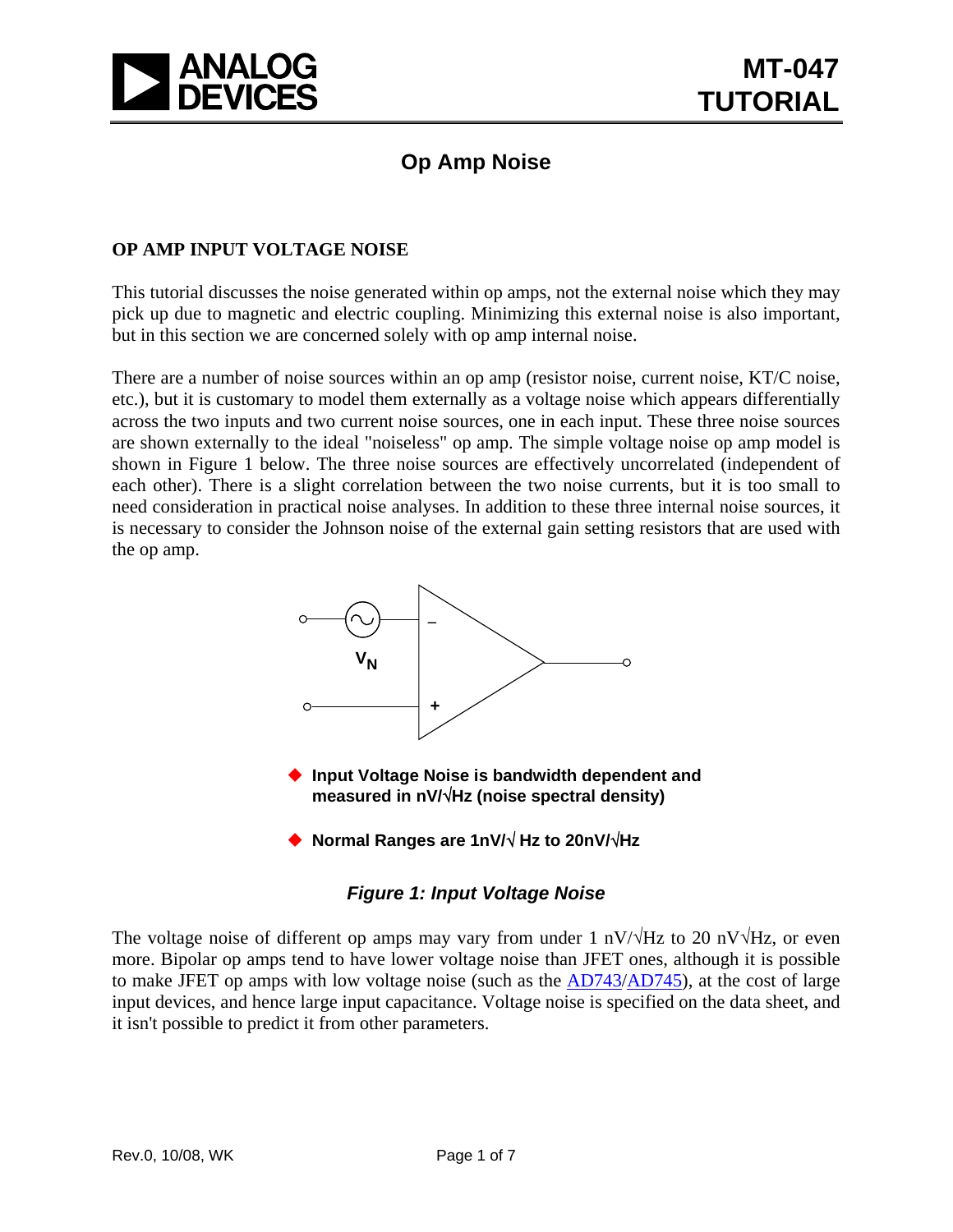# Op Amp Noise

## OP AMP INPUT VOLTAGE NOISE

This tutorial discusses the noise generated within op amps, not the external noise which they may pick up due to magnetic and electric coupling. Minimizing this external noise is also important, but in this section we are concerned solely with op amp internal noise.

There are a number of noise sources within an op amp (resistor noise, current noise, KT/C noise, etc.), but it is customary to model them externally as a voltage noise which appears differentially across the two inputs and two current noise sources, one in each input. These three noise sources are shown externally to the ideal "noiseless" op amp. The simple voltage noise op amp model is shown in Figure 1 below. The three noise sources are effectively uncorrelated (independent of each other). There is a slight correlation between the two noise currents, but it is too small to need consideration in practical noise analyses. In addition to these three internal noise sources, it is necessary to consider the Johnson noise of the external gain setting resistors that are used with the op amp.

- **Input Voltage Noise is bandwidth dependent and measured in nV/√Hz (noise spectral density)**
- **Normal Ranges are 1nV/√ Hz to 20nV/√Hz**

***Figure 1: Input Voltage Noise***

The voltage noise of different op amps may vary from under 1 nV/√Hz to 20 nV√Hz, or even more. Bipolar op amps tend to have lower voltage noise than JFET ones, although it is possible to make JFET op amps with low voltage noise (such as the AD743/AD745), at the cost of large input devices, and hence large input capacitance. Voltage noise is specified on the data sheet, and it isn't possible to predict it from other parameters.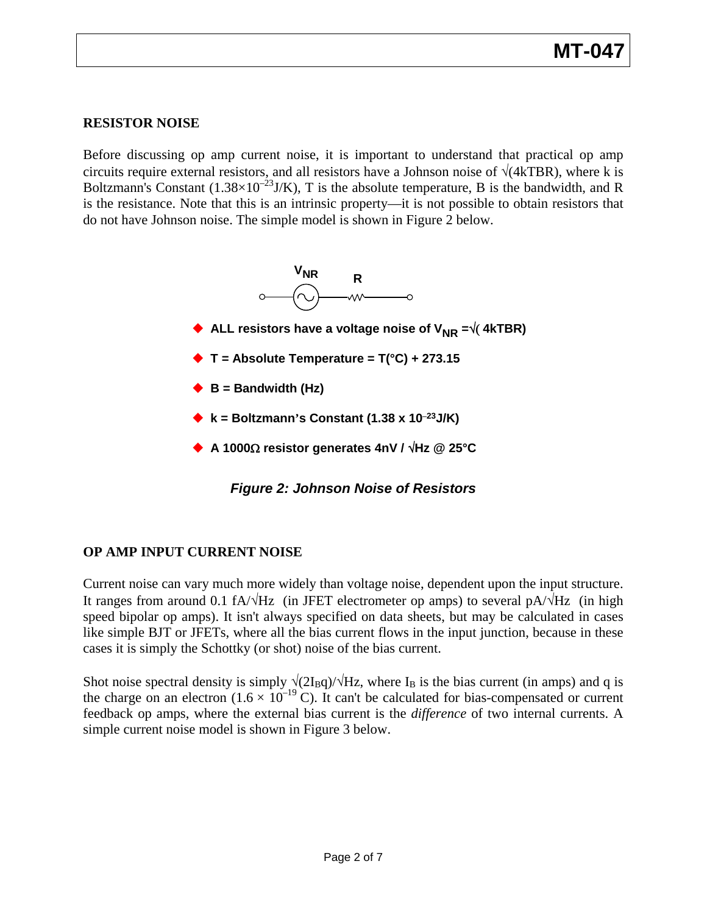## RESISTOR NOISE

Before discussing op amp current noise, it is important to understand that practical op amp circuits require external resistors, and all resistors have a Johnson noise of $\sqrt{(4kTBR)}$, where k is Boltzmann's Constant ($1.38 \times 10^{-23}$J/K), T is the absolute temperature, B is the bandwidth, and R is the resistance. Note that this is an intrinsic property—it is not possible to obtain resistors that do not have Johnson noise. The simple model is shown in Figure 2 below.

$V_{NR}$ R

- **ALL resistors have a voltage noise of $V_{NR} = \sqrt{(4kTBR)}$**
- **T = Absolute Temperature = T(°C) + 273.15**
- **B = Bandwidth (Hz)**
- **k = Boltzmann's Constant ($1.38 \times 10^{-23}$J/K)**
- **A 1000Ω resistor generates 4nV / √Hz @ 25°C**

***Figure 2: Johnson Noise of Resistors***

## OP AMP INPUT CURRENT NOISE

Current noise can vary much more widely than voltage noise, dependent upon the input structure. It ranges from around 0.1 fA/√Hz (in JFET electrometer op amps) to several pA/√Hz (in high speed bipolar op amps). It isn't always specified on data sheets, but may be calculated in cases like simple BJT or JFETs, where all the bias current flows in the input junction, because in these cases it is simply the Schottky (or shot) noise of the bias current.

Shot noise spectral density is simply $\sqrt{(2I_Bq)}/\sqrt{Hz}$, where $I_B$ is the bias current (in amps) and q is the charge on an electron ($1.6 \times 10^{-19}$ C). It can't be calculated for bias-compensated or current feedback op amps, where the external bias current is the *difference* of two internal currents. A simple current noise model is shown in Figure 3 below.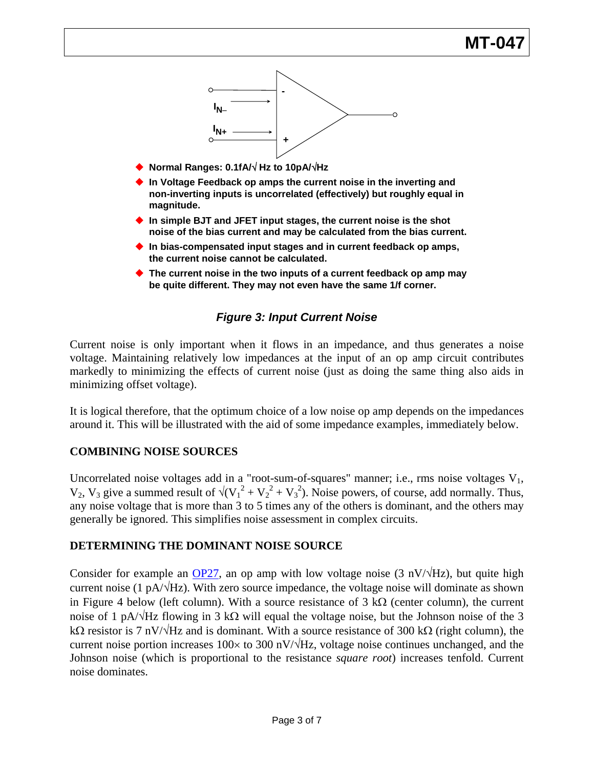$I_{N-}$

$I_{N+}$

- **Normal Ranges: 0.1fA/√ Hz to 10pA/√Hz**
- **In Voltage Feedback op amps the current noise in the inverting and non-inverting inputs is uncorrelated (effectively) but roughly equal in magnitude.**
- **In simple BJT and JFET input stages, the current noise is the shot noise of the bias current and may be calculated from the bias current.**
- **In bias-compensated input stages and in current feedback op amps, the current noise cannot be calculated.**
- **The current noise in the two inputs of a current feedback op amp may be quite different. They may not even have the same 1/f corner.**

***Figure 3: Input Current Noise***

Current noise is only important when it flows in an impedance, and thus generates a noise voltage. Maintaining relatively low impedances at the input of an op amp circuit contributes markedly to minimizing the effects of current noise (just as doing the same thing also aids in minimizing offset voltage).

It is logical therefore, that the optimum choice of a low noise op amp depends on the impedances around it. This will be illustrated with the aid of some impedance examples, immediately below.

## COMBINING NOISE SOURCES

Uncorrelated noise voltages add in a "root-sum-of-squares" manner; i.e., rms noise voltages $V_1$, $V_2$, $V_3$ give a summed result of $\sqrt{(V_1^2 + V_2^2 + V_3^2)}$. Noise powers, of course, add normally. Thus, any noise voltage that is more than 3 to 5 times any of the others is dominant, and the others may generally be ignored. This simplifies noise assessment in complex circuits.

## DETERMINING THE DOMINANT NOISE SOURCE

Consider for example an OP27, an op amp with low voltage noise (3 nV/√Hz), but quite high current noise (1 pA/√Hz). With zero source impedance, the voltage noise will dominate as shown in Figure 4 below (left column). With a source resistance of 3 kΩ (center column), the current noise of 1 pA/√Hz flowing in 3 kΩ will equal the voltage noise, but the Johnson noise of the 3 kΩ resistor is 7 nV/√Hz and is dominant. With a source resistance of 300 kΩ (right column), the current noise portion increases 100× to 300 nV/√Hz, voltage noise continues unchanged, and the Johnson noise (which is proportional to the resistance *square root*) increases tenfold. Current noise dominates.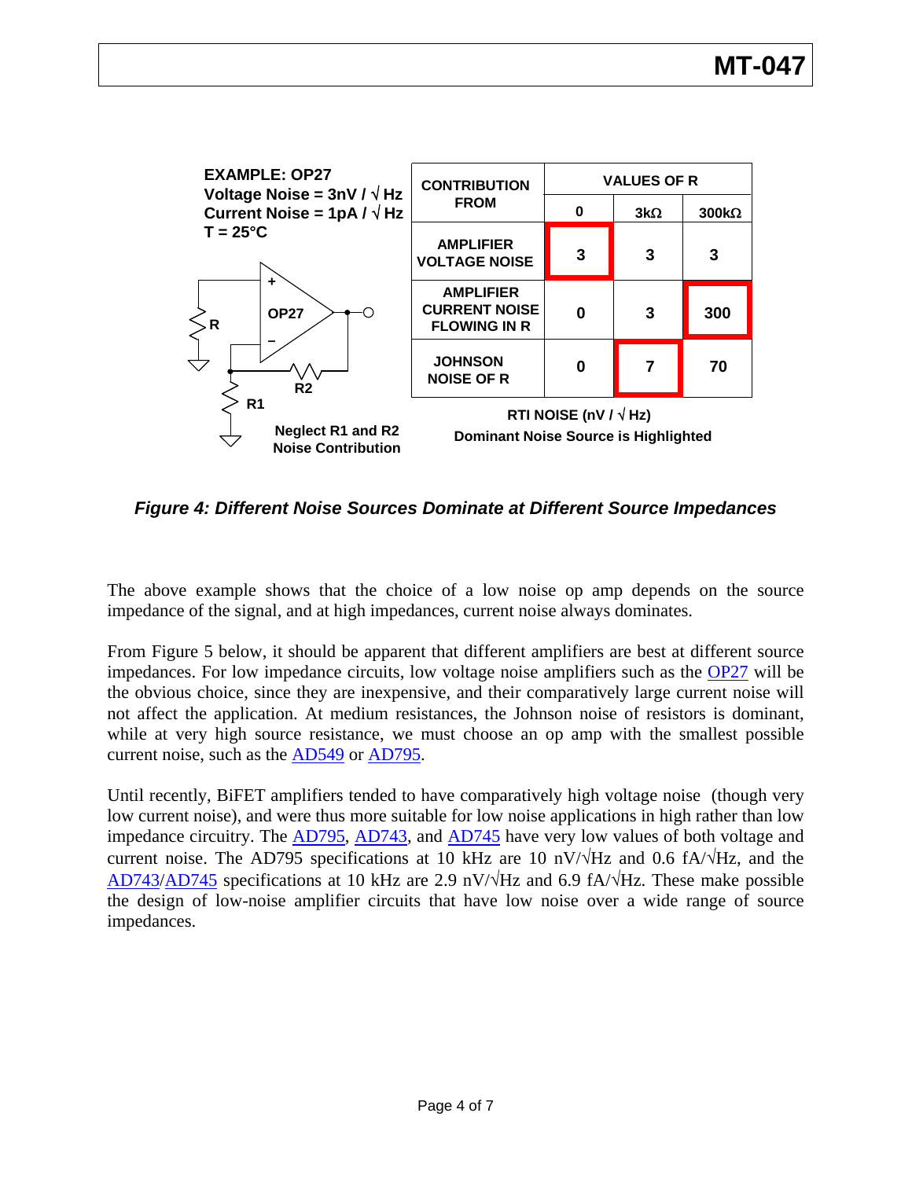EXAMPLE: OP27
Voltage Noise = 3nV / √Hz
Current Noise = 1pA / √Hz
T = 25°C

Neglect R1 and R2 Noise Contribution

| CONTRIBUTION FROM | VALUES OF R | | |
|---|---|---|---|
| | 0 | 3kΩ | 300kΩ |
| AMPLIFIER VOLTAGE NOISE | **3** | 3 | 3 |
| AMPLIFIER CURRENT NOISE FLOWING IN R | 0 | 3 | **300** |
| JOHNSON NOISE OF R | 0 | **7** | 70 |

RTI NOISE (nV / √Hz)
Dominant Noise Source is Highlighted

***Figure 4: Different Noise Sources Dominate at Different Source Impedances***

The above example shows that the choice of a low noise op amp depends on the source impedance of the signal, and at high impedances, current noise always dominates.

From Figure 5 below, it should be apparent that different amplifiers are best at different source impedances. For low impedance circuits, low voltage noise amplifiers such as the OP27 will be the obvious choice, since they are inexpensive, and their comparatively large current noise will not affect the application. At medium resistances, the Johnson noise of resistors is dominant, while at very high source resistance, we must choose an op amp with the smallest possible current noise, such as the AD549 or AD795.

Until recently, BiFET amplifiers tended to have comparatively high voltage noise (though very low current noise), and were thus more suitable for low noise applications in high rather than low impedance circuitry. The AD795, AD743, and AD745 have very low values of both voltage and current noise. The AD795 specifications at 10 kHz are 10 nV/√Hz and 0.6 fA/√Hz, and the AD743/AD745 specifications at 10 kHz are 2.9 nV/√Hz and 6.9 fA/√Hz. These make possible the design of low-noise amplifier circuits that have low noise over a wide range of source impedances.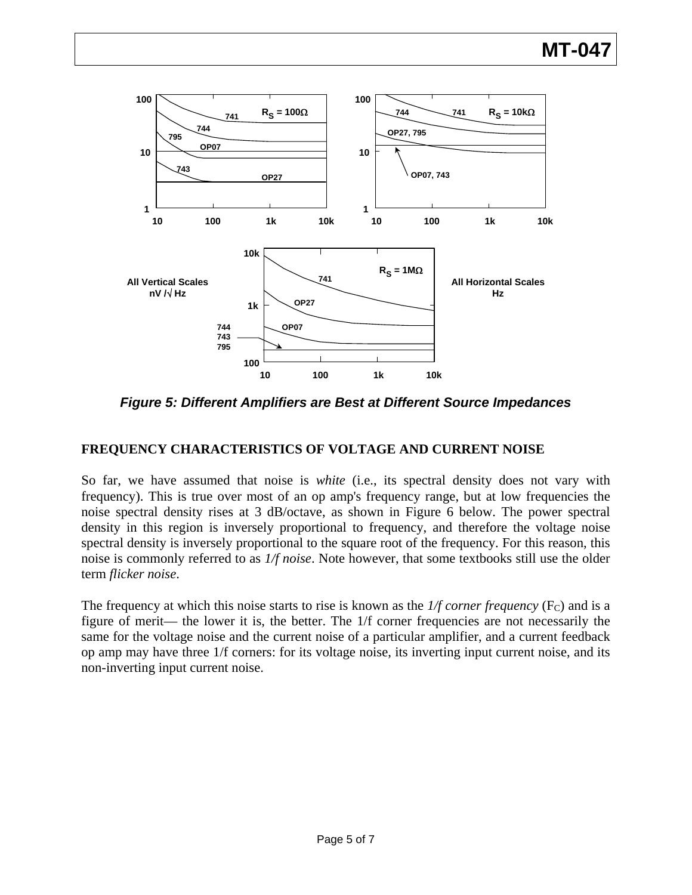Figure 5: Different Amplifiers are Best at Different Source Impedances

## FREQUENCY CHARACTERISTICS OF VOLTAGE AND CURRENT NOISE

So far, we have assumed that noise is *white* (i.e., its spectral density does not vary with frequency). This is true over most of an op amp's frequency range, but at low frequencies the noise spectral density rises at 3 dB/octave, as shown in Figure 6 below. The power spectral density in this region is inversely proportional to frequency, and therefore the voltage noise spectral density is inversely proportional to the square root of the frequency. For this reason, this noise is commonly referred to as *1/f noise*. Note however, that some textbooks still use the older term *flicker noise*.

The frequency at which this noise starts to rise is known as the *1/f corner frequency* ($F_C$) and is a figure of merit— the lower it is, the better. The 1/f corner frequencies are not necessarily the same for the voltage noise and the current noise of a particular amplifier, and a current feedback op amp may have three 1/f corners: for its voltage noise, its inverting input current noise, and its non-inverting input current noise.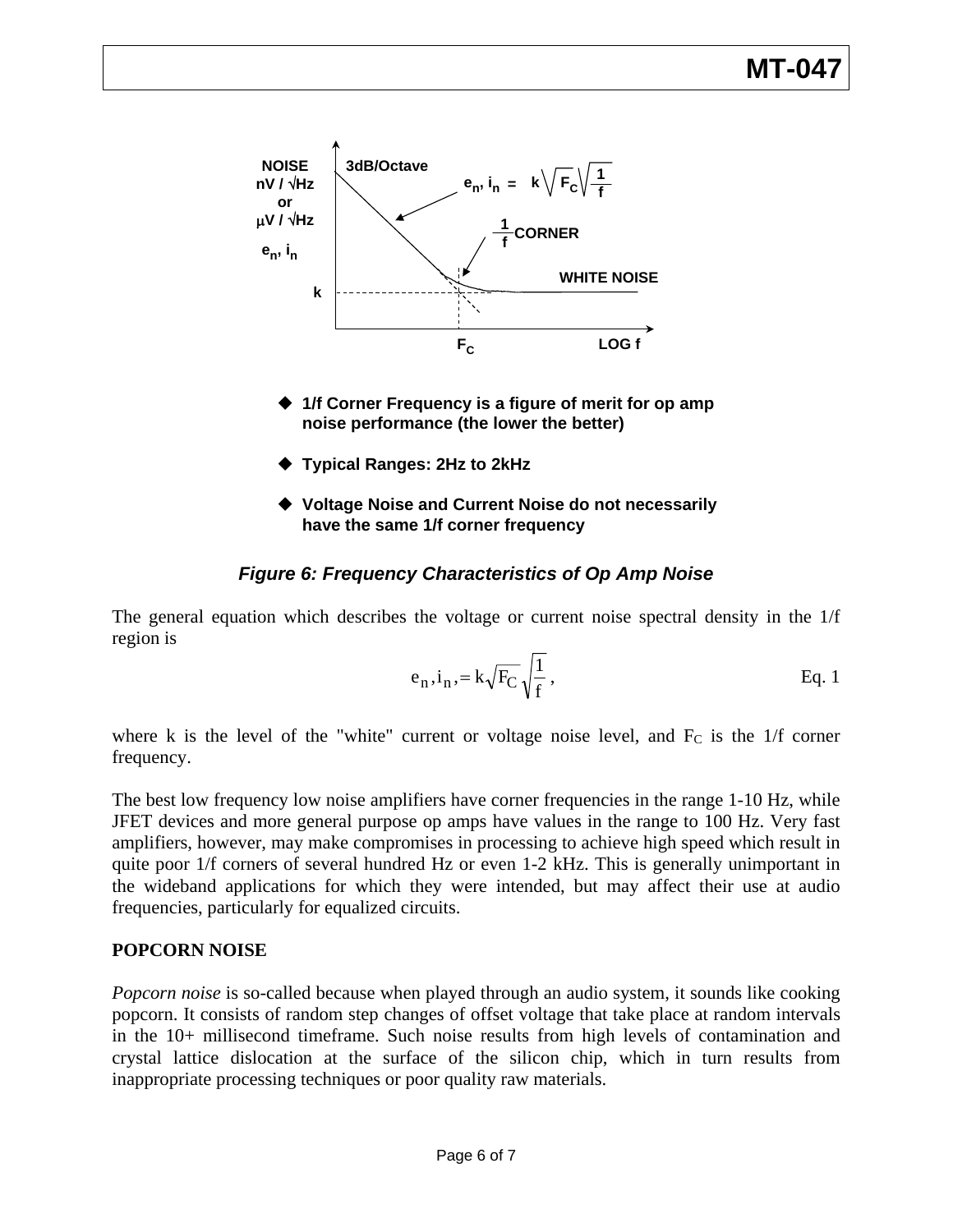- 1/f Corner Frequency is a figure of merit for op amp noise performance (the lower the better)
- Typical Ranges: 2Hz to 2kHz
- Voltage Noise and Current Noise do not necessarily have the same 1/f corner frequency

*Figure 6: Frequency Characteristics of Op Amp Noise*

The general equation which describes the voltage or current noise spectral density in the 1/f region is

$$e_n, i_n, = k\sqrt{F_C}\sqrt{\frac{1}{f}}, \qquad \text{Eq. 1}$$

where k is the level of the "white" current or voltage noise level, and $F_C$ is the 1/f corner frequency.

The best low frequency low noise amplifiers have corner frequencies in the range 1-10 Hz, while JFET devices and more general purpose op amps have values in the range to 100 Hz. Very fast amplifiers, however, may make compromises in processing to achieve high speed which result in quite poor 1/f corners of several hundred Hz or even 1-2 kHz. This is generally unimportant in the wideband applications for which they were intended, but may affect their use at audio frequencies, particularly for equalized circuits.

## POPCORN NOISE

*Popcorn noise* is so-called because when played through an audio system, it sounds like cooking popcorn. It consists of random step changes of offset voltage that take place at random intervals in the 10+ millisecond timeframe. Such noise results from high levels of contamination and crystal lattice dislocation at the surface of the silicon chip, which in turn results from inappropriate processing techniques or poor quality raw materials.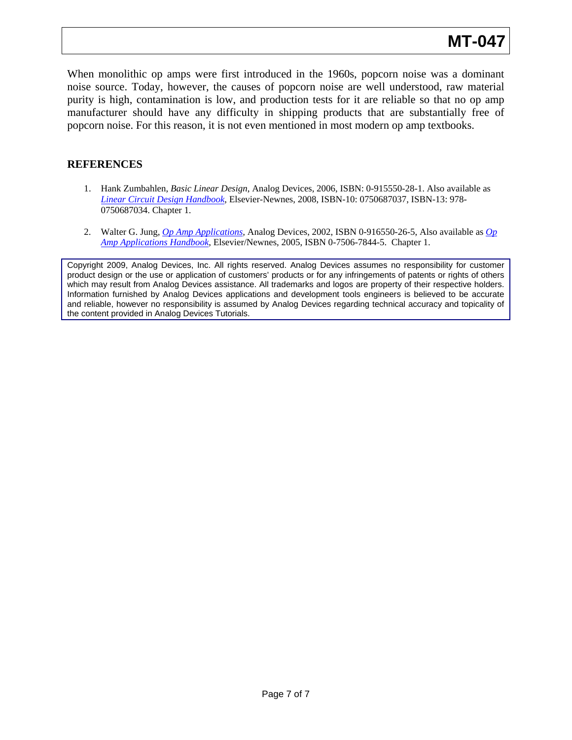When monolithic op amps were first introduced in the 1960s, popcorn noise was a dominant noise source. Today, however, the causes of popcorn noise are well understood, raw material purity is high, contamination is low, and production tests for it are reliable so that no op amp manufacturer should have any difficulty in shipping products that are substantially free of popcorn noise. For this reason, it is not even mentioned in most modern op amp textbooks.

## REFERENCES

1. Hank Zumbahlen, *Basic Linear Design*, Analog Devices, 2006, ISBN: 0-915550-28-1. Also available as *Linear Circuit Design Handbook*, Elsevier-Newnes, 2008, ISBN-10: 0750687037, ISBN-13: 978-0750687034. Chapter 1.

2. Walter G. Jung, *Op Amp Applications*, Analog Devices, 2002, ISBN 0-916550-26-5, Also available as *Op Amp Applications Handbook*, Elsevier/Newnes, 2005, ISBN 0-7506-7844-5. Chapter 1.

Copyright 2009, Analog Devices, Inc. All rights reserved. Analog Devices assumes no responsibility for customer product design or the use or application of customers' products or for any infringements of patents or rights of others which may result from Analog Devices assistance. All trademarks and logos are property of their respective holders. Information furnished by Analog Devices applications and development tools engineers is believed to be accurate and reliable, however no responsibility is assumed by Analog Devices regarding technical accuracy and topicality of the content provided in Analog Devices Tutorials.